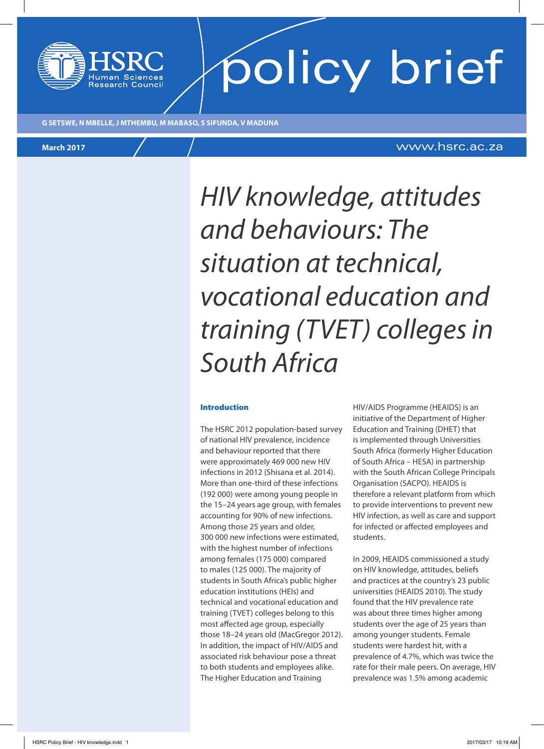HSRC Human Sciences Research Council

# policy brief

G SETSWE, N MBELLE, J MTHEMBU, M MABASO, S SIFUNDA, V MADUNA

March 2017

www.hsrc.ac.za

# *HIV knowledge, attitudes and behaviours: The situation at technical, vocational education and training (TVET) colleges in South Africa*

## Introduction

The HSRC 2012 population-based survey of national HIV prevalence, incidence and behaviour reported that there were approximately 469 000 new HIV infections in 2012 (Shisana et al. 2014). More than one-third of these infections (192 000) were among young people in the 15–24 years age group, with females accounting for 90% of new infections. Among those 25 years and older, 300 000 new infections were estimated, with the highest number of infections among females (175 000) compared to males (125 000). The majority of students in South Africa's public higher education institutions (HEIs) and technical and vocational education and training (TVET) colleges belong to this most affected age group, especially those 18–24 years old (MacGregor 2012). In addition, the impact of HIV/AIDS and associated risk behaviour pose a threat to both students and employees alike. The Higher Education and Training HIV/AIDS Programme (HEAIDS) is an initiative of the Department of Higher Education and Training (DHET) that is implemented through Universities South Africa (formerly Higher Education of South Africa – HESA) in partnership with the South African College Principals Organisation (SACPO). HEAIDS is therefore a relevant platform from which to provide interventions to prevent new HIV infection, as well as care and support for infected or affected employees and students.

In 2009, HEAIDS commissioned a study on HIV knowledge, attitudes, beliefs and practices at the country's 23 public universities (HEAIDS 2010). The study found that the HIV prevalence rate was about three times higher among students over the age of 25 years than among younger students. Female students were hardest hit, with a prevalence of 4.7%, which was twice the rate for their male peers. On average, HIV prevalence was 1.5% among academic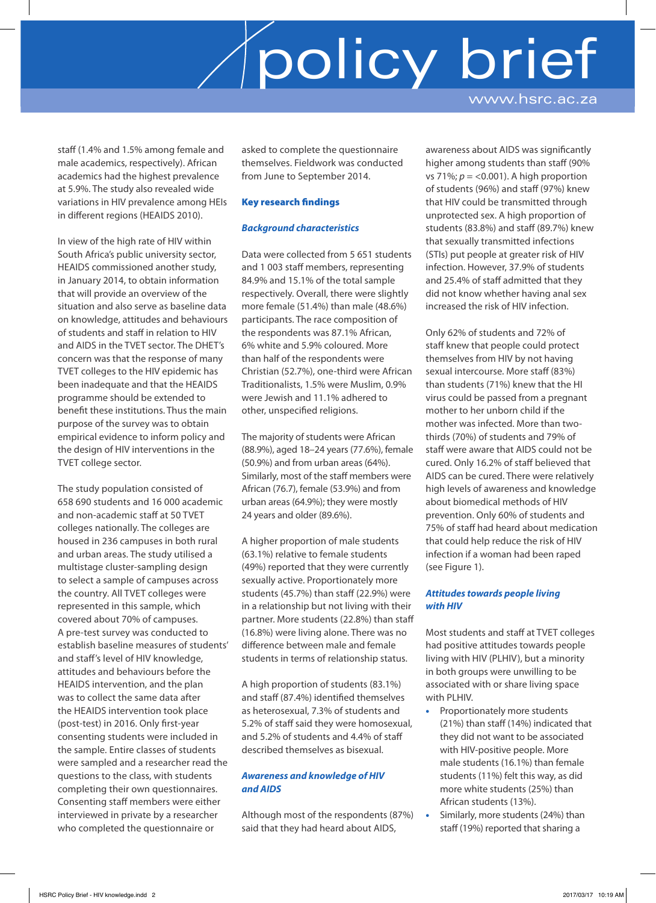staff (1.4% and 1.5% among female and male academics, respectively). African academics had the highest prevalence at 5.9%. The study also revealed wide variations in HIV prevalence among HEIs in different regions (HEAIDS 2010).

In view of the high rate of HIV within South Africa's public university sector, HEAIDS commissioned another study, in January 2014, to obtain information that will provide an overview of the situation and also serve as baseline data on knowledge, attitudes and behaviours of students and staff in relation to HIV and AIDS in the TVET sector. The DHET's concern was that the response of many TVET colleges to the HIV epidemic has been inadequate and that the HEAIDS programme should be extended to benefit these institutions. Thus the main purpose of the survey was to obtain empirical evidence to inform policy and the design of HIV interventions in the TVET college sector.

The study population consisted of 658 690 students and 16 000 academic and non-academic staff at 50 TVET colleges nationally. The colleges are housed in 236 campuses in both rural and urban areas. The study utilised a multistage cluster-sampling design to select a sample of campuses across the country. All TVET colleges were represented in this sample, which covered about 70% of campuses. A pre-test survey was conducted to establish baseline measures of students' and staff's level of HIV knowledge, attitudes and behaviours before the HEAIDS intervention, and the plan was to collect the same data after the HEAIDS intervention took place (post-test) in 2016. Only first-year consenting students were included in the sample. Entire classes of students were sampled and a researcher read the questions to the class, with students completing their own questionnaires. Consenting staff members were either interviewed in private by a researcher who completed the questionnaire or asked to complete the questionnaire themselves. Fieldwork was conducted from June to September 2014.

## Key research findings

### *Background characteristics*

Data were collected from 5 651 students and 1 003 staff members, representing 84.9% and 15.1% of the total sample respectively. Overall, there were slightly more female (51.4%) than male (48.6%) participants. The race composition of the respondents was 87.1% African, 6% white and 5.9% coloured. More than half of the respondents were Christian (52.7%), one-third were African Traditionalists, 1.5% were Muslim, 0.9% were Jewish and 11.1% adhered to other, unspecified religions.

The majority of students were African (88.9%), aged 18–24 years (77.6%), female (50.9%) and from urban areas (64%). Similarly, most of the staff members were African (76.7), female (53.9%) and from urban areas (64.9%); they were mostly 24 years and older (89.6%).

A higher proportion of male students (63.1%) relative to female students (49%) reported that they were currently sexually active. Proportionately more students (45.7%) than staff (22.9%) were in a relationship but not living with their partner. More students (22.8%) than staff (16.8%) were living alone. There was no difference between male and female students in terms of relationship status.

A high proportion of students (83.1%) and staff (87.4%) identified themselves as heterosexual, 7.3% of students and 5.2% of staff said they were homosexual, and 5.2% of students and 4.4% of staff described themselves as bisexual.

### *Awareness and knowledge of HIV and AIDS*

Although most of the respondents (87%) said that they had heard about AIDS, awareness about AIDS was significantly higher among students than staff (90% vs 71%; $p = <0.001$). A high proportion of students (96%) and staff (97%) knew that HIV could be transmitted through unprotected sex. A high proportion of students (83.8%) and staff (89.7%) knew that sexually transmitted infections (STIs) put people at greater risk of HIV infection. However, 37.9% of students and 25.4% of staff admitted that they did not know whether having anal sex increased the risk of HIV infection.

Only 62% of students and 72% of staff knew that people could protect themselves from HIV by not having sexual intercourse. More staff (83%) than students (71%) knew that the HI virus could be passed from a pregnant mother to her unborn child if the mother was infected. More than two-thirds (70%) of students and 79% of staff were aware that AIDS could not be cured. Only 16.2% of staff believed that AIDS can be cured. There were relatively high levels of awareness and knowledge about biomedical methods of HIV prevention. Only 60% of students and 75% of staff had heard about medication that could help reduce the risk of HIV infection if a woman had been raped (see Figure 1).

### *Attitudes towards people living with HIV*

Most students and staff at TVET colleges had positive attitudes towards people living with HIV (PLHIV), but a minority in both groups were unwilling to be associated with or share living space with PLHIV.

- Proportionately more students (21%) than staff (14%) indicated that they did not want to be associated with HIV-positive people. More male students (16.1%) than female students (11%) felt this way, as did more white students (25%) than African students (13%).
- Similarly, more students (24%) than staff (19%) reported that sharing a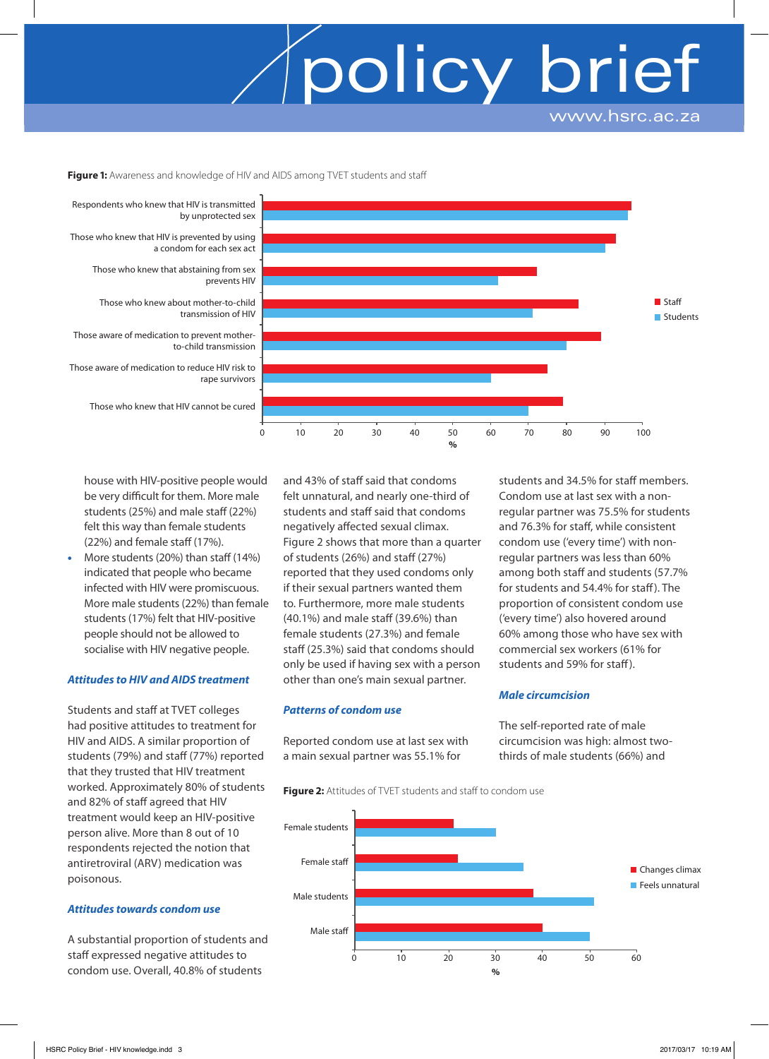**Figure 1:** Awareness and knowledge of HIV and AIDS among TVET students and staff

Respondents who knew that HIV is transmitted by unprotected sex
Those who knew that HIV is prevented by using a condom for each sex act
Those who knew that abstaining from sex prevents HIV
Those who knew about mother-to-child transmission of HIV
Those aware of medication to prevent mother-to-child transmission
Those aware of medication to reduce HIV risk to rape survivors
Those who knew that HIV cannot be cured

Staff
Students

0 10 20 30 40 50 60 70 80 90 100
%

house with HIV-positive people would be very difficult for them. More male students (25%) and male staff (22%) felt this way than female students (22%) and female staff (17%).

- More students (20%) than staff (14%) indicated that people who became infected with HIV were promiscuous. More male students (22%) than female students (17%) felt that HIV-positive people should not be allowed to socialise with HIV negative people.

### *Attitudes to HIV and AIDS treatment*

Students and staff at TVET colleges had positive attitudes to treatment for HIV and AIDS. A similar proportion of students (79%) and staff (77%) reported that they trusted that HIV treatment worked. Approximately 80% of students and 82% of staff agreed that HIV treatment would keep an HIV-positive person alive. More than 8 out of 10 respondents rejected the notion that antiretroviral (ARV) medication was poisonous.

### *Attitudes towards condom use*

A substantial proportion of students and staff expressed negative attitudes to condom use. Overall, 40.8% of students and 43% of staff said that condoms felt unnatural, and nearly one-third of students and staff said that condoms negatively affected sexual climax. Figure 2 shows that more than a quarter of students (26%) and staff (27%) reported that they used condoms only if their sexual partners wanted them to. Furthermore, more male students (40.1%) and male staff (39.6%) than female students (27.3%) and female staff (25.3%) said that condoms should only be used if having sex with a person other than one's main sexual partner.

### *Patterns of condom use*

Reported condom use at last sex with a main sexual partner was 55.1% for students and 34.5% for staff members. Condom use at last sex with a non-regular partner was 75.5% for students and 76.3% for staff, while consistent condom use ('every time') with non-regular partners was less than 60% among both staff and students (57.7% for students and 54.4% for staff). The proportion of consistent condom use ('every time') also hovered around 60% among those who have sex with commercial sex workers (61% for students and 59% for staff).

### *Male circumcision*

The self-reported rate of male circumcision was high: almost two-thirds of male students (66%) and

**Figure 2:** Attitudes of TVET students and staff to condom use

Female students
Female staff
Male students
Male staff

Changes climax
Feels unnatural

0 10 20 30 40 50 60
%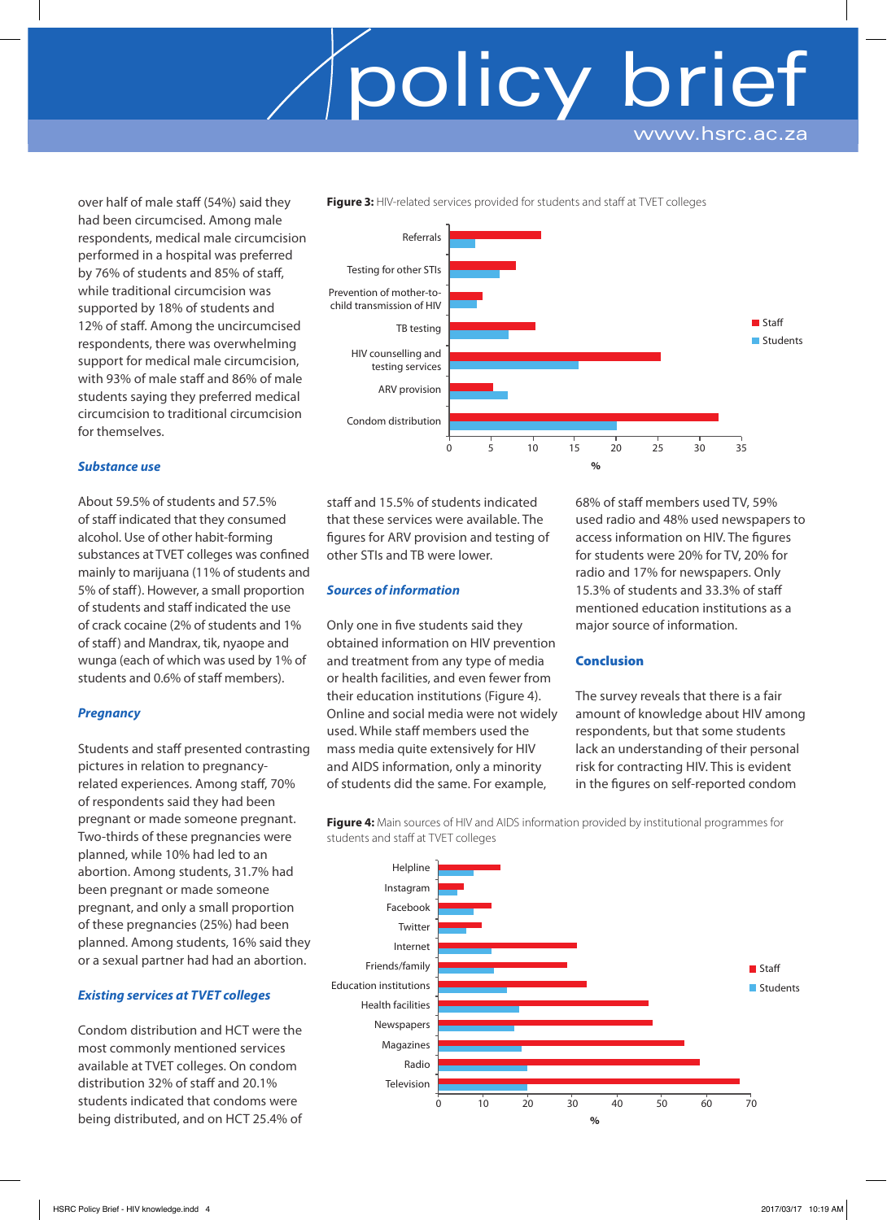over half of male staff (54%) said they had been circumcised. Among male respondents, medical male circumcision performed in a hospital was preferred by 76% of students and 85% of staff, while traditional circumcision was supported by 18% of students and 12% of staff. Among the uncircumcised respondents, there was overwhelming support for medical male circumcision, with 93% of male staff and 86% of male students saying they preferred medical circumcision to traditional circumcision for themselves.

### *Substance use*

About 59.5% of students and 57.5% of staff indicated that they consumed alcohol. Use of other habit-forming substances at TVET colleges was confined mainly to marijuana (11% of students and 5% of staff). However, a small proportion of students and staff indicated the use of crack cocaine (2% of students and 1% of staff) and Mandrax, tik, nyaope and wunga (each of which was used by 1% of students and 0.6% of staff members).

### *Pregnancy*

Students and staff presented contrasting pictures in relation to pregnancy-related experiences. Among staff, 70% of respondents said they had been pregnant or made someone pregnant. Two-thirds of these pregnancies were planned, while 10% had led to an abortion. Among students, 31.7% had been pregnant or made someone pregnant, and only a small proportion of these pregnancies (25%) had been planned. Among students, 16% said they or a sexual partner had had an abortion.

### *Existing services at TVET colleges*

Condom distribution and HCT were the most commonly mentioned services available at TVET colleges. On condom distribution 32% of staff and 20.1% students indicated that condoms were being distributed, and on HCT 25.4% of staff and 15.5% of students indicated that these services were available. The figures for ARV provision and testing of other STIs and TB were lower.

**Figure 3:** HIV-related services provided for students and staff at TVET colleges

Referrals
Testing for other STIs
Prevention of mother-to-child transmission of HIV
TB testing
HIV counselling and testing services
ARV provision
Condom distribution
0 5 10 15 20 25 30 35
%
Staff
Students

### *Sources of information*

Only one in five students said they obtained information on HIV prevention and treatment from any type of media or health facilities, and even fewer from their education institutions (Figure 4). Online and social media were not widely used. While staff members used the mass media quite extensively for HIV and AIDS information, only a minority of students did the same. For example, 68% of staff members used TV, 59% used radio and 48% used newspapers to access information on HIV. The figures for students were 20% for TV, 20% for radio and 17% for newspapers. Only 15.3% of students and 33.3% of staff mentioned education institutions as a major source of information.

### Conclusion

The survey reveals that there is a fair amount of knowledge about HIV among respondents, but that some students lack an understanding of their personal risk for contracting HIV. This is evident in the figures on self-reported condom

**Figure 4:** Main sources of HIV and AIDS information provided by institutional programmes for students and staff at TVET colleges

Helpline
Instagram
Facebook
Twitter
Internet
Friends/family
Education institutions
Health facilities
Newspapers
Magazines
Radio
Television
0 10 20 30 40 50 60 70
%
Staff
Students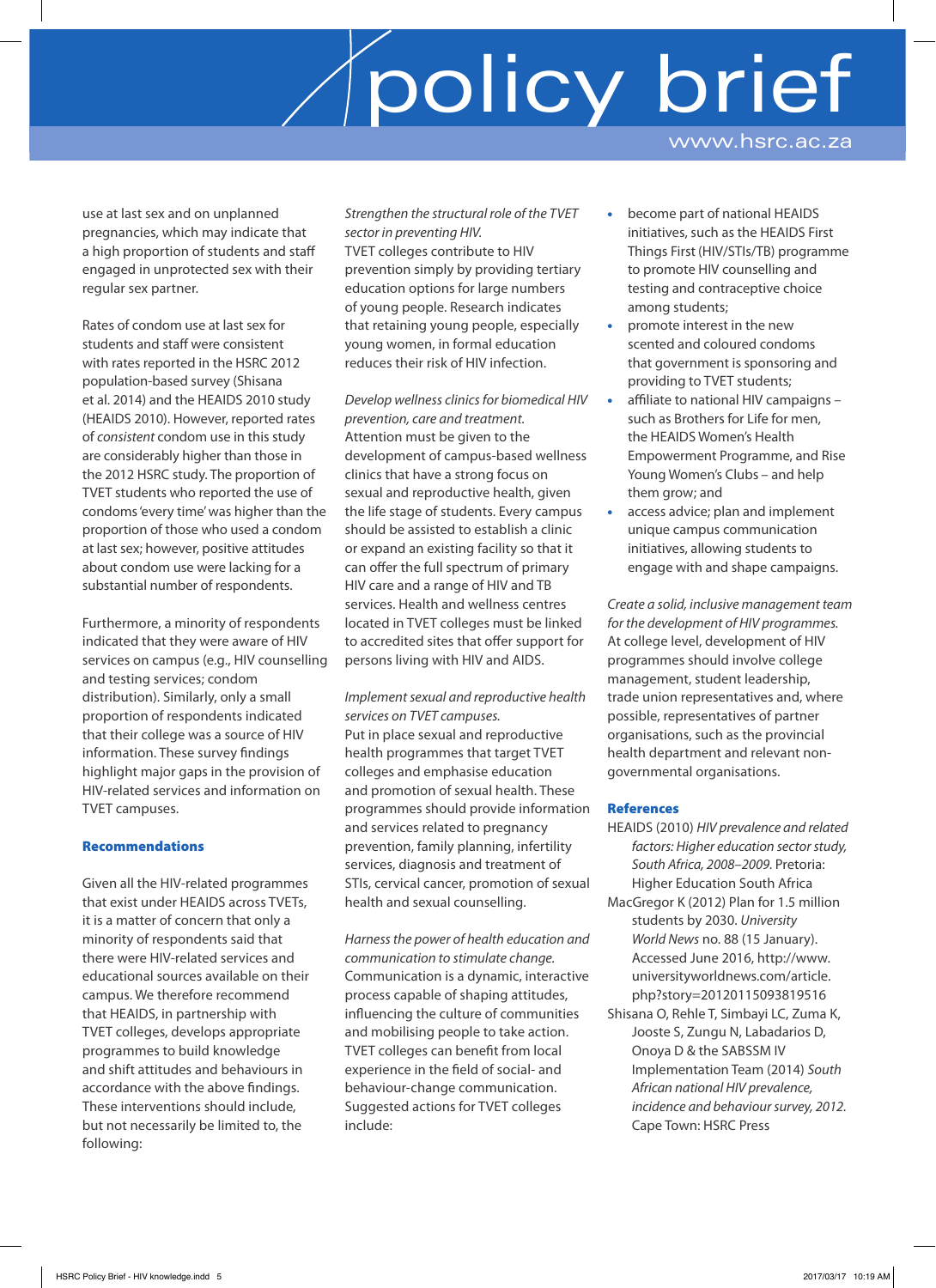use at last sex and on unplanned pregnancies, which may indicate that a high proportion of students and staff engaged in unprotected sex with their regular sex partner.

Rates of condom use at last sex for students and staff were consistent with rates reported in the HSRC 2012 population-based survey (Shisana et al. 2014) and the HEAIDS 2010 study (HEAIDS 2010). However, reported rates of *consistent* condom use in this study are considerably higher than those in the 2012 HSRC study. The proportion of TVET students who reported the use of condoms 'every time' was higher than the proportion of those who used a condom at last sex; however, positive attitudes about condom use were lacking for a substantial number of respondents.

Furthermore, a minority of respondents indicated that they were aware of HIV services on campus (e.g., HIV counselling and testing services; condom distribution). Similarly, only a small proportion of respondents indicated that their college was a source of HIV information. These survey findings highlight major gaps in the provision of HIV-related services and information on TVET campuses.

## Recommendations

Given all the HIV-related programmes that exist under HEAIDS across TVETs, it is a matter of concern that only a minority of respondents said that there were HIV-related services and educational sources available on their campus. We therefore recommend that HEAIDS, in partnership with TVET colleges, develops appropriate programmes to build knowledge and shift attitudes and behaviours in accordance with the above findings. These interventions should include, but not necessarily be limited to, the following:

*Strengthen the structural role of the TVET sector in preventing HIV.*
TVET colleges contribute to HIV prevention simply by providing tertiary education options for large numbers of young people. Research indicates that retaining young people, especially young women, in formal education reduces their risk of HIV infection.

*Develop wellness clinics for biomedical HIV prevention, care and treatment.*
Attention must be given to the development of campus-based wellness clinics that have a strong focus on sexual and reproductive health, given the life stage of students. Every campus should be assisted to establish a clinic or expand an existing facility so that it can offer the full spectrum of primary HIV care and a range of HIV and TB services. Health and wellness centres located in TVET colleges must be linked to accredited sites that offer support for persons living with HIV and AIDS.

*Implement sexual and reproductive health services on TVET campuses.*
Put in place sexual and reproductive health programmes that target TVET colleges and emphasise education and promotion of sexual health. These programmes should provide information and services related to pregnancy prevention, family planning, infertility services, diagnosis and treatment of STIs, cervical cancer, promotion of sexual health and sexual counselling.

*Harness the power of health education and communication to stimulate change.*
Communication is a dynamic, interactive process capable of shaping attitudes, influencing the culture of communities and mobilising people to take action. TVET colleges can benefit from local experience in the field of social- and behaviour-change communication. Suggested actions for TVET colleges include:

- become part of national HEAIDS initiatives, such as the HEAIDS First Things First (HIV/STIs/TB) programme to promote HIV counselling and testing and contraceptive choice among students;
- promote interest in the new scented and coloured condoms that government is sponsoring and providing to TVET students;
- affiliate to national HIV campaigns – such as Brothers for Life for men, the HEAIDS Women's Health Empowerment Programme, and Rise Young Women's Clubs – and help them grow; and
- access advice; plan and implement unique campus communication initiatives, allowing students to engage with and shape campaigns.

*Create a solid, inclusive management team for the development of HIV programmes.*
At college level, development of HIV programmes should involve college management, student leadership, trade union representatives and, where possible, representatives of partner organisations, such as the provincial health department and relevant non-governmental organisations.

## References

HEAIDS (2010) *HIV prevalence and related factors: Higher education sector study, South Africa, 2008–2009.* Pretoria: Higher Education South Africa

MacGregor K (2012) Plan for 1.5 million students by 2030. *University World News* no. 88 (15 January). Accessed June 2016, http://www.universityworldnews.com/article.php?story=20120115093819516

Shisana O, Rehle T, Simbayi LC, Zuma K, Jooste S, Zungu N, Labadarios D, Onoya D & the SABSSM IV Implementation Team (2014) *South African national HIV prevalence, incidence and behaviour survey, 2012.* Cape Town: HSRC Press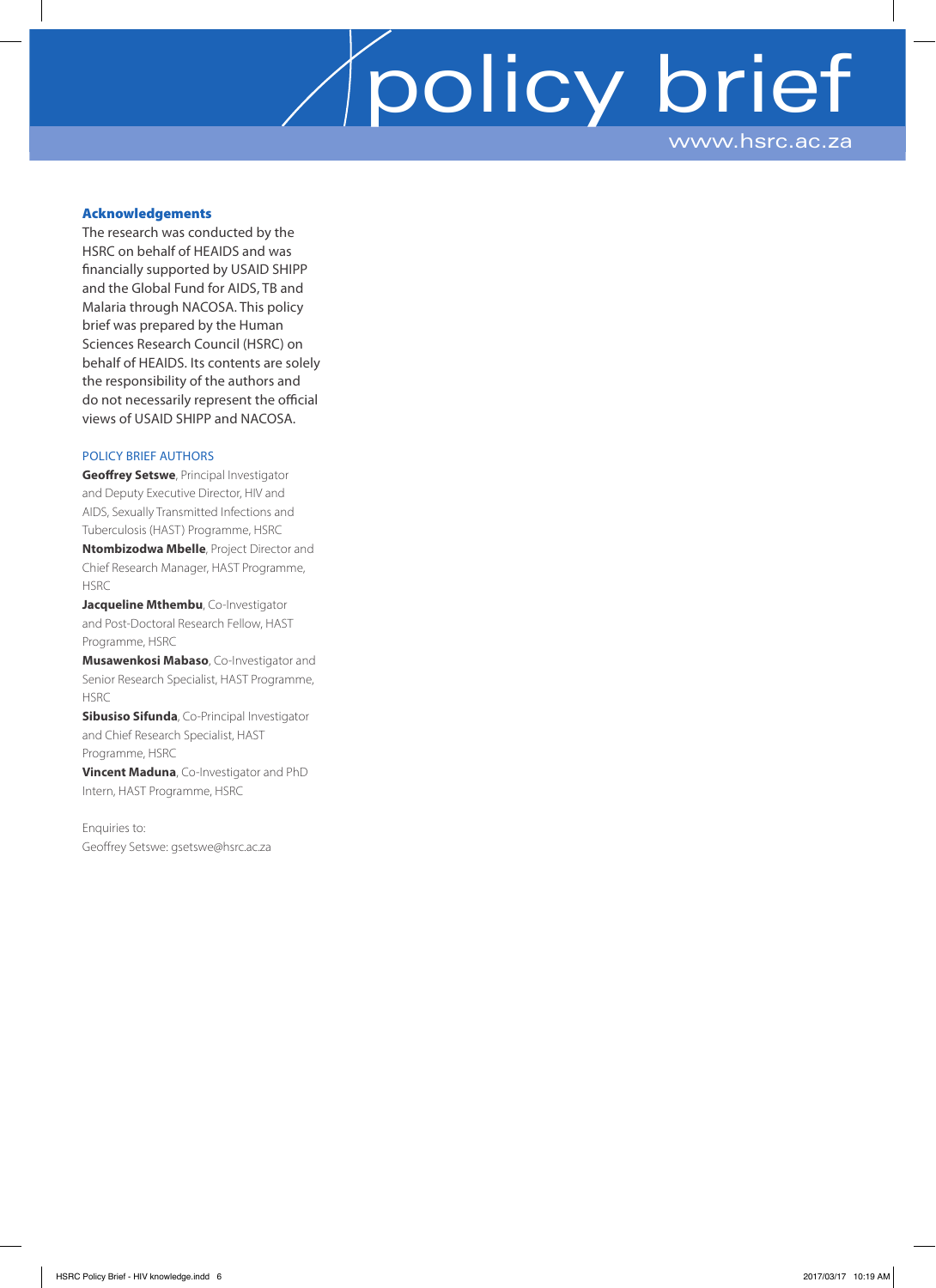## Acknowledgements

The research was conducted by the HSRC on behalf of HEAIDS and was financially supported by USAID SHIPP and the Global Fund for AIDS, TB and Malaria through NACOSA. This policy brief was prepared by the Human Sciences Research Council (HSRC) on behalf of HEAIDS. Its contents are solely the responsibility of the authors and do not necessarily represent the official views of USAID SHIPP and NACOSA.

### POLICY BRIEF AUTHORS

**Geoffrey Setswe**, Principal Investigator and Deputy Executive Director, HIV and AIDS, Sexually Transmitted Infections and Tuberculosis (HAST) Programme, HSRC

**Ntombizodwa Mbelle**, Project Director and Chief Research Manager, HAST Programme, HSRC

**Jacqueline Mthembu**, Co-Investigator and Post-Doctoral Research Fellow, HAST Programme, HSRC

**Musawenkosi Mabaso**, Co-Investigator and Senior Research Specialist, HAST Programme, HSRC

**Sibusiso Sifunda**, Co-Principal Investigator and Chief Research Specialist, HAST Programme, HSRC

**Vincent Maduna**, Co-Investigator and PhD Intern, HAST Programme, HSRC

Enquiries to:
Geoffrey Setswe: gsetswe@hsrc.ac.za